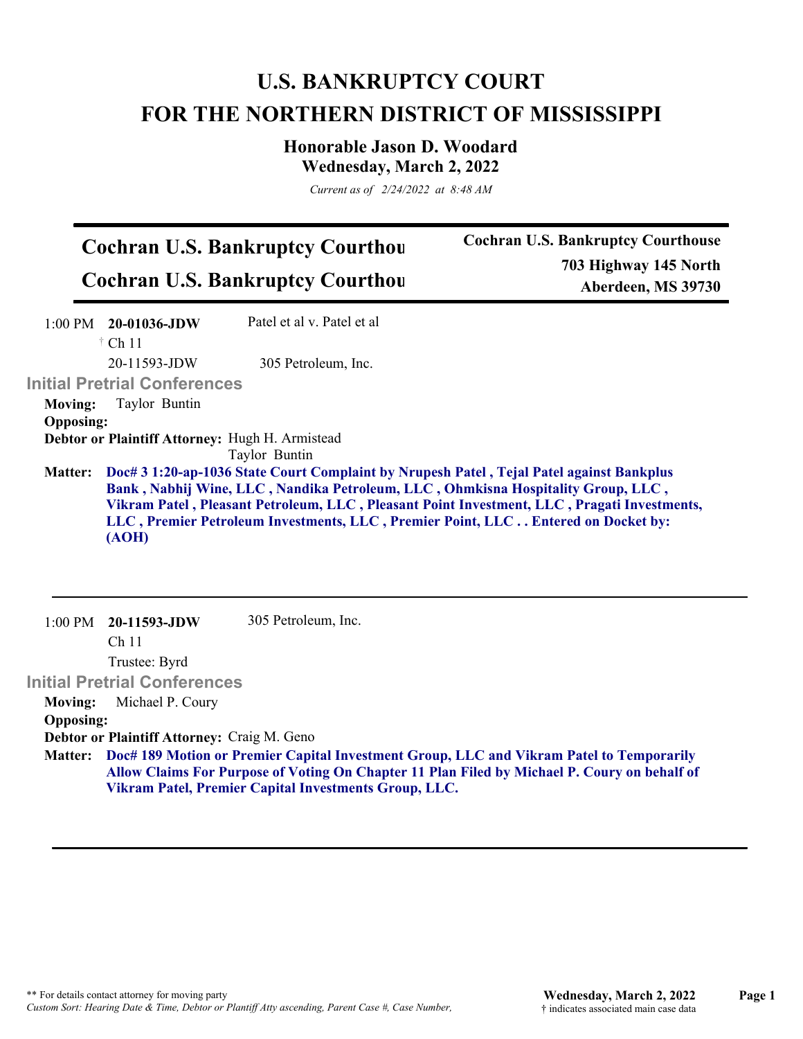# U.S. BANKRUPTCY COURT
# FOR THE NORTHERN DISTRICT OF MISSISSIPPI

## Honorable Jason D. Woodard
## Wednesday, March 2, 2022

*Current as of 2/24/2022 at 8:48 AM*

**Cochran U.S. Bankruptcy Courthou**
**Cochran U.S. Bankruptcy Courthou**

**Cochran U.S. Bankruptcy Courthouse**
**703 Highway 145 North**
**Aberdeen, MS 39730**

---

1:00 PM **20-01036-JDW** Patel et al v. Patel et al
† Ch 11
20-11593-JDW 305 Petroleum, Inc.

### Initial Pretrial Conferences

**Moving:** Taylor Buntin
**Opposing:**
**Debtor or Plaintiff Attorney:** Hugh H. Armistead
Taylor Buntin

**Matter:** **Doc# 3 1:20-ap-1036 State Court Complaint by Nrupesh Patel , Tejal Patel against Bankplus Bank , Nabhij Wine, LLC , Nandika Petroleum, LLC , Ohmkisna Hospitality Group, LLC , Vikram Patel , Pleasant Petroleum, LLC , Pleasant Point Investment, LLC , Pragati Investments, LLC , Premier Petroleum Investments, LLC , Premier Point, LLC . . Entered on Docket by: (AOH)**

---

1:00 PM **20-11593-JDW** 305 Petroleum, Inc.
Ch 11
Trustee: Byrd

### Initial Pretrial Conferences

**Moving:** Michael P. Coury
**Opposing:**
**Debtor or Plaintiff Attorney:** Craig M. Geno

**Matter:** **Doc# 189 Motion or Premier Capital Investment Group, LLC and Vikram Patel to Temporarily Allow Claims For Purpose of Voting On Chapter 11 Plan Filed by Michael P. Coury on behalf of Vikram Patel, Premier Capital Investments Group, LLC.**

---

** For details contact attorney for moving party
*Custom Sort: Hearing Date & Time, Debtor or Plantiff Atty ascending, Parent Case #, Case Number,*

† indicates associated main case data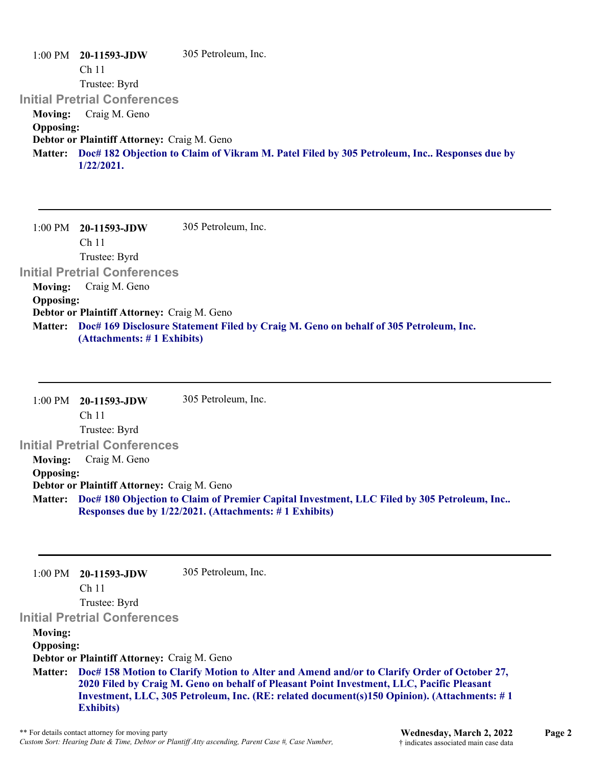1:00 PM **20-11593-JDW** 305 Petroleum, Inc.
Ch 11
Trustee: Byrd

### Initial Pretrial Conferences

**Moving:** Craig M. Geno
**Opposing:**
**Debtor or Plaintiff Attorney:** Craig M. Geno
**Matter:** **Doc# 182 Objection to Claim of Vikram M. Patel Filed by 305 Petroleum, Inc.. Responses due by 1/22/2021.**

---

1:00 PM **20-11593-JDW** 305 Petroleum, Inc.
Ch 11
Trustee: Byrd

### Initial Pretrial Conferences

**Moving:** Craig M. Geno
**Opposing:**
**Debtor or Plaintiff Attorney:** Craig M. Geno
**Matter:** **Doc# 169 Disclosure Statement Filed by Craig M. Geno on behalf of 305 Petroleum, Inc. (Attachments: # 1 Exhibits)**

---

1:00 PM **20-11593-JDW** 305 Petroleum, Inc.
Ch 11
Trustee: Byrd

### Initial Pretrial Conferences

**Moving:** Craig M. Geno
**Opposing:**
**Debtor or Plaintiff Attorney:** Craig M. Geno
**Matter:** **Doc# 180 Objection to Claim of Premier Capital Investment, LLC Filed by 305 Petroleum, Inc.. Responses due by 1/22/2021. (Attachments: # 1 Exhibits)**

---

1:00 PM **20-11593-JDW** 305 Petroleum, Inc.
Ch 11
Trustee: Byrd

### Initial Pretrial Conferences

**Moving:**
**Opposing:**
**Debtor or Plaintiff Attorney:** Craig M. Geno
**Matter:** **Doc# 158 Motion to Clarify Motion to Alter and Amend and/or to Clarify Order of October 27, 2020 Filed by Craig M. Geno on behalf of Pleasant Point Investment, LLC, Pacific Pleasant Investment, LLC, 305 Petroleum, Inc. (RE: related document(s)150 Opinion). (Attachments: # 1 Exhibits)**

** For details contact attorney for moving party
*Custom Sort: Hearing Date & Time, Debtor or Plantiff Atty ascending, Parent Case #, Case Number,*

**Wednesday, March 2, 2022**
† indicates associated main case data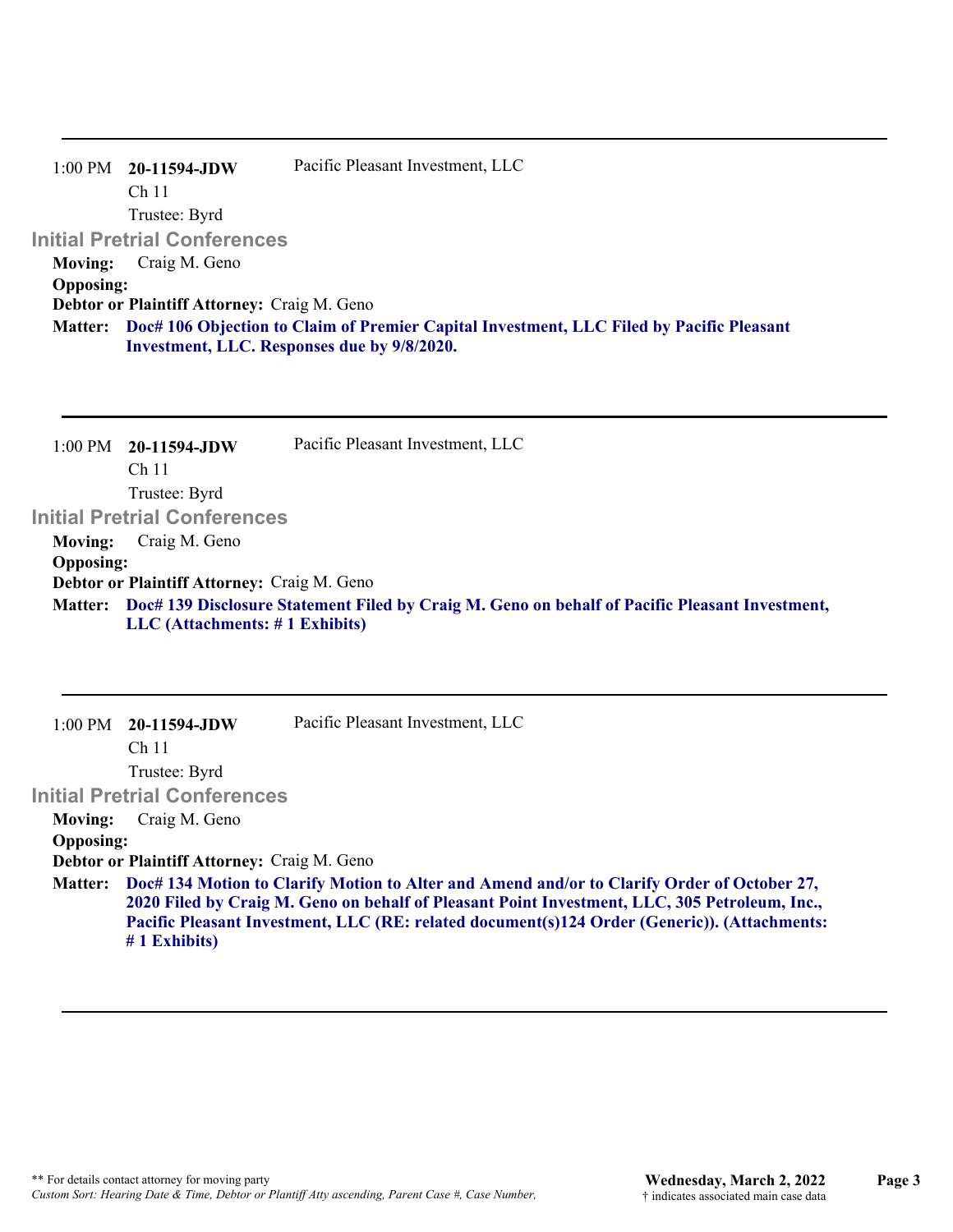---

1:00 PM **20-11594-JDW** Pacific Pleasant Investment, LLC
Ch 11
Trustee: Byrd

### Initial Pretrial Conferences

**Moving:** Craig M. Geno
**Opposing:**
**Debtor or Plaintiff Attorney:** Craig M. Geno
**Matter:** **Doc# 106 Objection to Claim of Premier Capital Investment, LLC Filed by Pacific Pleasant Investment, LLC. Responses due by 9/8/2020.**

---

1:00 PM **20-11594-JDW** Pacific Pleasant Investment, LLC
Ch 11
Trustee: Byrd

### Initial Pretrial Conferences

**Moving:** Craig M. Geno
**Opposing:**
**Debtor or Plaintiff Attorney:** Craig M. Geno
**Matter:** **Doc# 139 Disclosure Statement Filed by Craig M. Geno on behalf of Pacific Pleasant Investment, LLC (Attachments: # 1 Exhibits)**

---

1:00 PM **20-11594-JDW** Pacific Pleasant Investment, LLC
Ch 11
Trustee: Byrd

### Initial Pretrial Conferences

**Moving:** Craig M. Geno
**Opposing:**
**Debtor or Plaintiff Attorney:** Craig M. Geno
**Matter:** **Doc# 134 Motion to Clarify Motion to Alter and Amend and/or to Clarify Order of October 27, 2020 Filed by Craig M. Geno on behalf of Pleasant Point Investment, LLC, 305 Petroleum, Inc., Pacific Pleasant Investment, LLC (RE: related document(s)124 Order (Generic)). (Attachments: # 1 Exhibits)**

---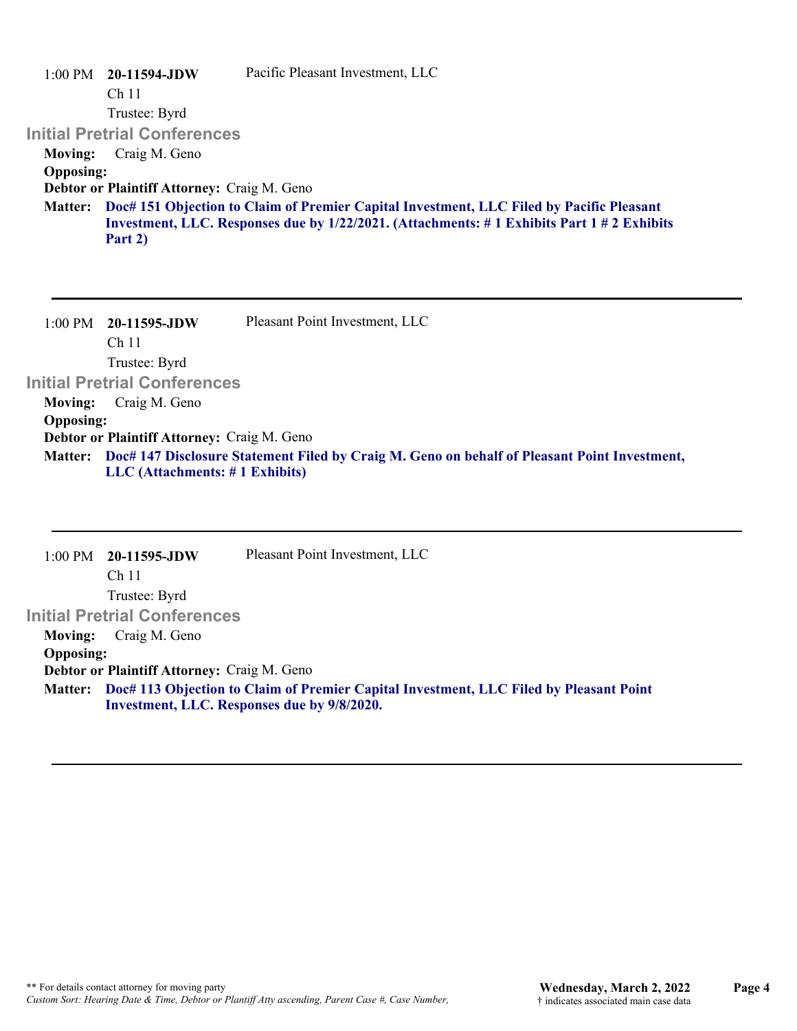1:00 PM **20-11594-JDW** Pacific Pleasant Investment, LLC
Ch 11
Trustee: Byrd

### Initial Pretrial Conferences

**Moving:** Craig M. Geno
**Opposing:**
**Debtor or Plaintiff Attorney:** Craig M. Geno
**Matter:** **Doc# 151 Objection to Claim of Premier Capital Investment, LLC Filed by Pacific Pleasant Investment, LLC. Responses due by 1/22/2021. (Attachments: # 1 Exhibits Part 1 # 2 Exhibits Part 2)**

---

1:00 PM **20-11595-JDW** Pleasant Point Investment, LLC
Ch 11
Trustee: Byrd

### Initial Pretrial Conferences

**Moving:** Craig M. Geno
**Opposing:**
**Debtor or Plaintiff Attorney:** Craig M. Geno
**Matter:** **Doc# 147 Disclosure Statement Filed by Craig M. Geno on behalf of Pleasant Point Investment, LLC (Attachments: # 1 Exhibits)**

---

1:00 PM **20-11595-JDW** Pleasant Point Investment, LLC
Ch 11
Trustee: Byrd

### Initial Pretrial Conferences

**Moving:** Craig M. Geno
**Opposing:**
**Debtor or Plaintiff Attorney:** Craig M. Geno
**Matter:** **Doc# 113 Objection to Claim of Premier Capital Investment, LLC Filed by Pleasant Point Investment, LLC. Responses due by 9/8/2020.**

---

** For details contact attorney for moving party
*Custom Sort: Hearing Date & Time, Debtor or Plantiff Atty ascending, Parent Case #, Case Number,*

**Wednesday, March 2, 2022**
† indicates associated main case data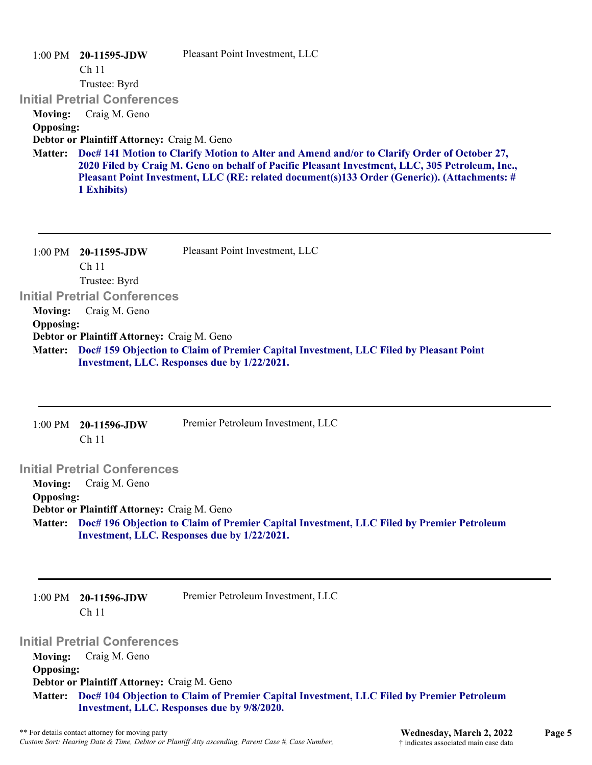1:00 PM **20-11595-JDW** Pleasant Point Investment, LLC
Ch 11
Trustee: Byrd

### Initial Pretrial Conferences

**Moving:** Craig M. Geno
**Opposing:**
**Debtor or Plaintiff Attorney:** Craig M. Geno
**Matter:** **Doc# 141 Motion to Clarify Motion to Alter and Amend and/or to Clarify Order of October 27, 2020 Filed by Craig M. Geno on behalf of Pacific Pleasant Investment, LLC, 305 Petroleum, Inc., Pleasant Point Investment, LLC (RE: related document(s)133 Order (Generic)). (Attachments: # 1 Exhibits)**

---

1:00 PM **20-11595-JDW** Pleasant Point Investment, LLC
Ch 11
Trustee: Byrd

### Initial Pretrial Conferences

**Moving:** Craig M. Geno
**Opposing:**
**Debtor or Plaintiff Attorney:** Craig M. Geno
**Matter:** **Doc# 159 Objection to Claim of Premier Capital Investment, LLC Filed by Pleasant Point Investment, LLC. Responses due by 1/22/2021.**

---

1:00 PM **20-11596-JDW** Premier Petroleum Investment, LLC
Ch 11

### Initial Pretrial Conferences

**Moving:** Craig M. Geno
**Opposing:**
**Debtor or Plaintiff Attorney:** Craig M. Geno
**Matter:** **Doc# 196 Objection to Claim of Premier Capital Investment, LLC Filed by Premier Petroleum Investment, LLC. Responses due by 1/22/2021.**

---

1:00 PM **20-11596-JDW** Premier Petroleum Investment, LLC
Ch 11

### Initial Pretrial Conferences

**Moving:** Craig M. Geno
**Opposing:**
**Debtor or Plaintiff Attorney:** Craig M. Geno
**Matter:** **Doc# 104 Objection to Claim of Premier Capital Investment, LLC Filed by Premier Petroleum Investment, LLC. Responses due by 9/8/2020.**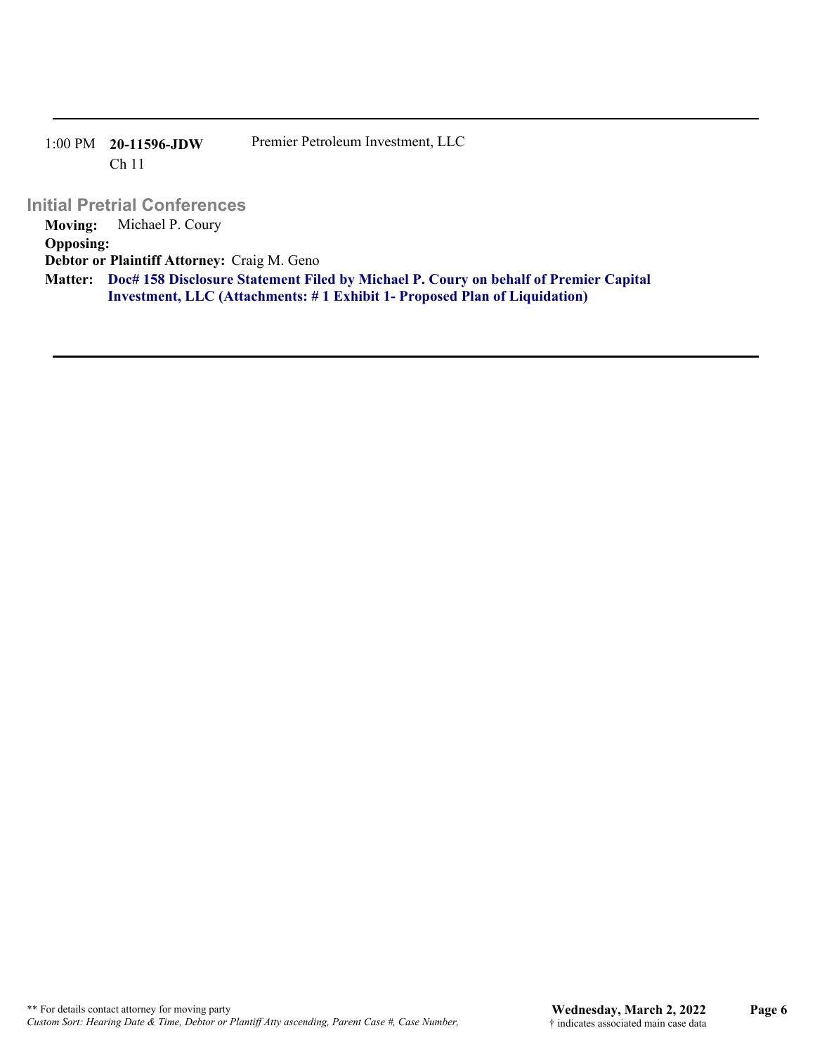1:00 PM **20-11596-JDW** Ch 11 — Premier Petroleum Investment, LLC

## Initial Pretrial Conferences

**Moving:** Michael P. Coury

**Opposing:**

**Debtor or Plaintiff Attorney:** Craig M. Geno

**Matter:** **Doc# 158 Disclosure Statement Filed by Michael P. Coury on behalf of Premier Capital Investment, LLC (Attachments: # 1 Exhibit 1- Proposed Plan of Liquidation)**

---

** For details contact attorney for moving party

*Custom Sort: Hearing Date & Time, Debtor or Plantiff Atty ascending, Parent Case #, Case Number,*

**Wednesday, March 2, 2022**

† indicates associated main case data